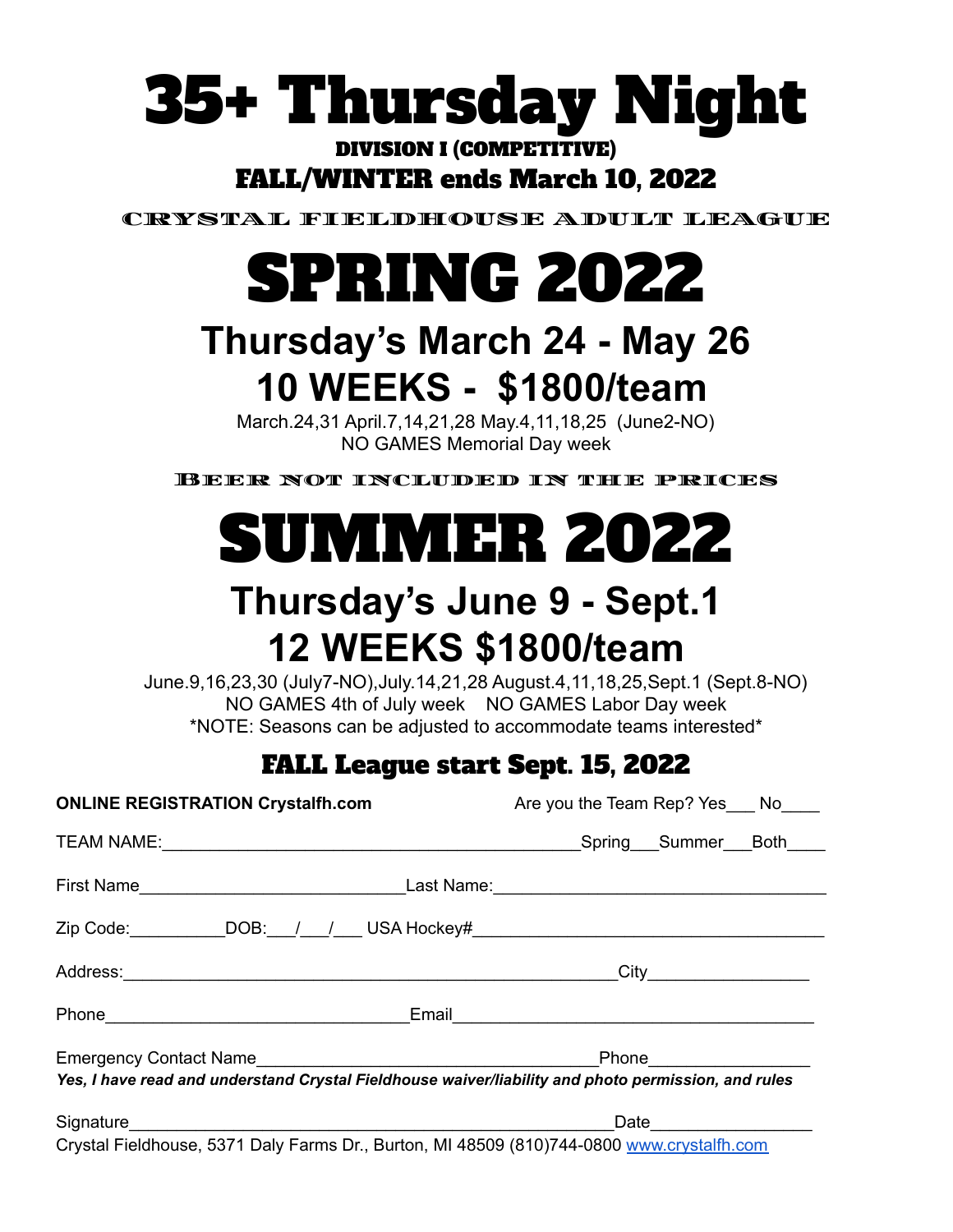# 35+ Thursday Night

**DIVISION I (COMPETITIVE)**

**FALL/WINTER ends March 10, 2022**

CRYSTAL FIELDHOUSE ADULT LEAGUE

# SPRING 2022

## Thursday's March 24 - May 26

## 10 WEEKS - $1800/team

March.24,31 April.7,14,21,28 May.4,11,18,25 (June2-NO)
NO GAMES Memorial Day week

BEER NOT INCLUDED IN THE PRICES

# SUMMER 2022

## Thursday's June 9 - Sept.1

## 12 WEEKS $1800/team

June.9,16,23,30 (July7-NO),July.14,21,28 August.4,11,18,25,Sept.1 (Sept.8-NO)
NO GAMES 4th of July week NO GAMES Labor Day week
*NOTE: Seasons can be adjusted to accommodate teams interested*

## FALL League start Sept. 15, 2022

**ONLINE REGISTRATION Crystalfh.com** Are you the Team Rep? Yes___ No____

TEAM NAME:___________________________________________Spring___Summer___Both____

First Name___________________________Last Name:__________________________________

Zip Code:__________DOB:___/___/___ USA Hockey#____________________________________

Address:____________________________________________________City________________

Phone________________________________Email______________________________________

Emergency Contact Name___________________________________Phone________________

***Yes, I have read and understand Crystal Fieldhouse waiver/liability and photo permission, and rules***

Signature___________________________________________________Date________________

Crystal Fieldhouse, 5371 Daly Farms Dr., Burton, MI 48509 (810)744-0800 www.crystalfh.com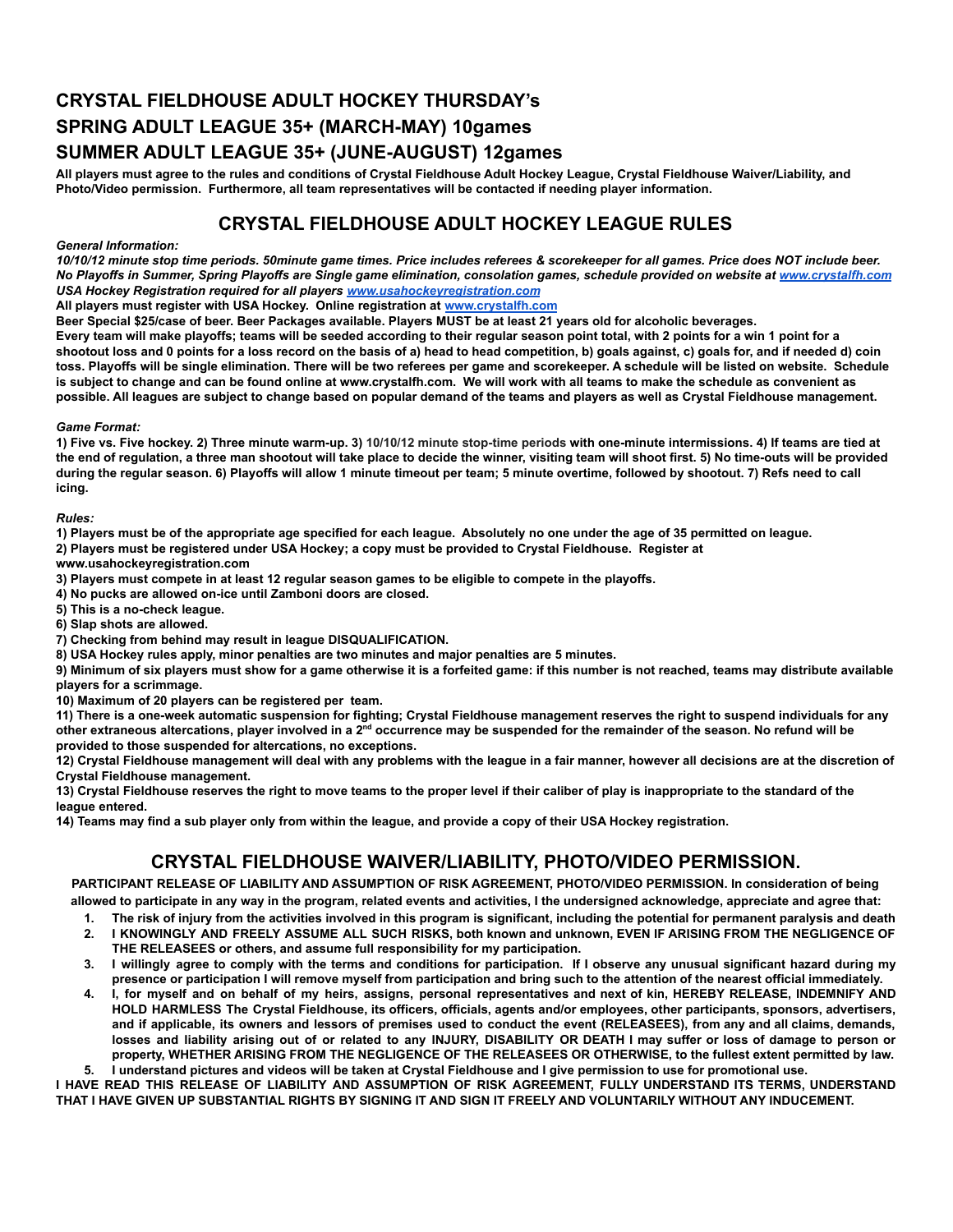# CRYSTAL FIELDHOUSE ADULT HOCKEY THURSDAY's
# SPRING ADULT LEAGUE 35+ (MARCH-MAY) 10games
# SUMMER ADULT LEAGUE 35+ (JUNE-AUGUST) 12games

**All players must agree to the rules and conditions of Crystal Fieldhouse Adult Hockey League, Crystal Fieldhouse Waiver/Liability, and Photo/Video permission. Furthermore, all team representatives will be contacted if needing player information.**

## CRYSTAL FIELDHOUSE ADULT HOCKEY LEAGUE RULES

***General Information:***

***10/10/12 minute stop time periods. 50minute game times. Price includes referees & scorekeeper for all games. Price does NOT include beer. No Playoffs in Summer, Spring Playoffs are Single game elimination, consolation games, schedule provided on website at www.crystalfh.com***

***USA Hockey Registration required for all players www.usahockeyregistration.com***

**All players must register with USA Hockey. Online registration at www.crystalfh.com**

**Beer Special $25/case of beer. Beer Packages available. Players MUST be at least 21 years old for alcoholic beverages.**

**Every team will make playoffs; teams will be seeded according to their regular season point total, with 2 points for a win 1 point for a shootout loss and 0 points for a loss record on the basis of a) head to head competition, b) goals against, c) goals for, and if needed d) coin toss. Playoffs will be single elimination. There will be two referees per game and scorekeeper. A schedule will be listed on website. Schedule is subject to change and can be found online at www.crystalfh.com. We will work with all teams to make the schedule as convenient as possible. All leagues are subject to change based on popular demand of the teams and players as well as Crystal Fieldhouse management.**

***Game Format:***

**1) Five vs. Five hockey. 2) Three minute warm-up. 3) 10/10/12 minute stop-time periods with one-minute intermissions. 4) If teams are tied at the end of regulation, a three man shootout will take place to decide the winner, visiting team will shoot first. 5) No time-outs will be provided during the regular season. 6) Playoffs will allow 1 minute timeout per team; 5 minute overtime, followed by shootout. 7) Refs need to call icing.**

***Rules:***

**1) Players must be of the appropriate age specified for each league. Absolutely no one under the age of 35 permitted on league.**

**2) Players must be registered under USA Hockey; a copy must be provided to Crystal Fieldhouse. Register at www.usahockeyregistration.com**

**3) Players must compete in at least 12 regular season games to be eligible to compete in the playoffs.**

**4) No pucks are allowed on-ice until Zamboni doors are closed.**

**5) This is a no-check league.**

**6) Slap shots are allowed.**

**7) Checking from behind may result in league DISQUALIFICATION.**

**8) USA Hockey rules apply, minor penalties are two minutes and major penalties are 5 minutes.**

**9) Minimum of six players must show for a game otherwise it is a forfeited game: if this number is not reached, teams may distribute available players for a scrimmage.**

**10) Maximum of 20 players can be registered per team.**

**11) There is a one-week automatic suspension for fighting; Crystal Fieldhouse management reserves the right to suspend individuals for any other extraneous altercations, player involved in a 2nd occurrence may be suspended for the remainder of the season. No refund will be provided to those suspended for altercations, no exceptions.**

**12) Crystal Fieldhouse management will deal with any problems with the league in a fair manner, however all decisions are at the discretion of Crystal Fieldhouse management.**

**13) Crystal Fieldhouse reserves the right to move teams to the proper level if their caliber of play is inappropriate to the standard of the league entered.**

**14) Teams may find a sub player only from within the league, and provide a copy of their USA Hockey registration.**

## CRYSTAL FIELDHOUSE WAIVER/LIABILITY, PHOTO/VIDEO PERMISSION.

**PARTICIPANT RELEASE OF LIABILITY AND ASSUMPTION OF RISK AGREEMENT, PHOTO/VIDEO PERMISSION. In consideration of being allowed to participate in any way in the program, related events and activities, I the undersigned acknowledge, appreciate and agree that:**

1. **The risk of injury from the activities involved in this program is significant, including the potential for permanent paralysis and death**
2. **I KNOWINGLY AND FREELY ASSUME ALL SUCH RISKS, both known and unknown, EVEN IF ARISING FROM THE NEGLIGENCE OF THE RELEASEES or others, and assume full responsibility for my participation.**
3. **I willingly agree to comply with the terms and conditions for participation. If I observe any unusual significant hazard during my presence or participation I will remove myself from participation and bring such to the attention of the nearest official immediately.**
4. **I, for myself and on behalf of my heirs, assigns, personal representatives and next of kin, HEREBY RELEASE, INDEMNIFY AND HOLD HARMLESS The Crystal Fieldhouse, its officers, officials, agents and/or employees, other participants, sponsors, advertisers, and if applicable, its owners and lessors of premises used to conduct the event (RELEASEES), from any and all claims, demands, losses and liability arising out of or related to any INJURY, DISABILITY OR DEATH I may suffer or loss of damage to person or property, WHETHER ARISING FROM THE NEGLIGENCE OF THE RELEASEES OR OTHERWISE, to the fullest extent permitted by law.**
5. **I understand pictures and videos will be taken at Crystal Fieldhouse and I give permission to use for promotional use.**

**I HAVE READ THIS RELEASE OF LIABILITY AND ASSUMPTION OF RISK AGREEMENT, FULLY UNDERSTAND ITS TERMS, UNDERSTAND THAT I HAVE GIVEN UP SUBSTANTIAL RIGHTS BY SIGNING IT AND SIGN IT FREELY AND VOLUNTARILY WITHOUT ANY INDUCEMENT.**